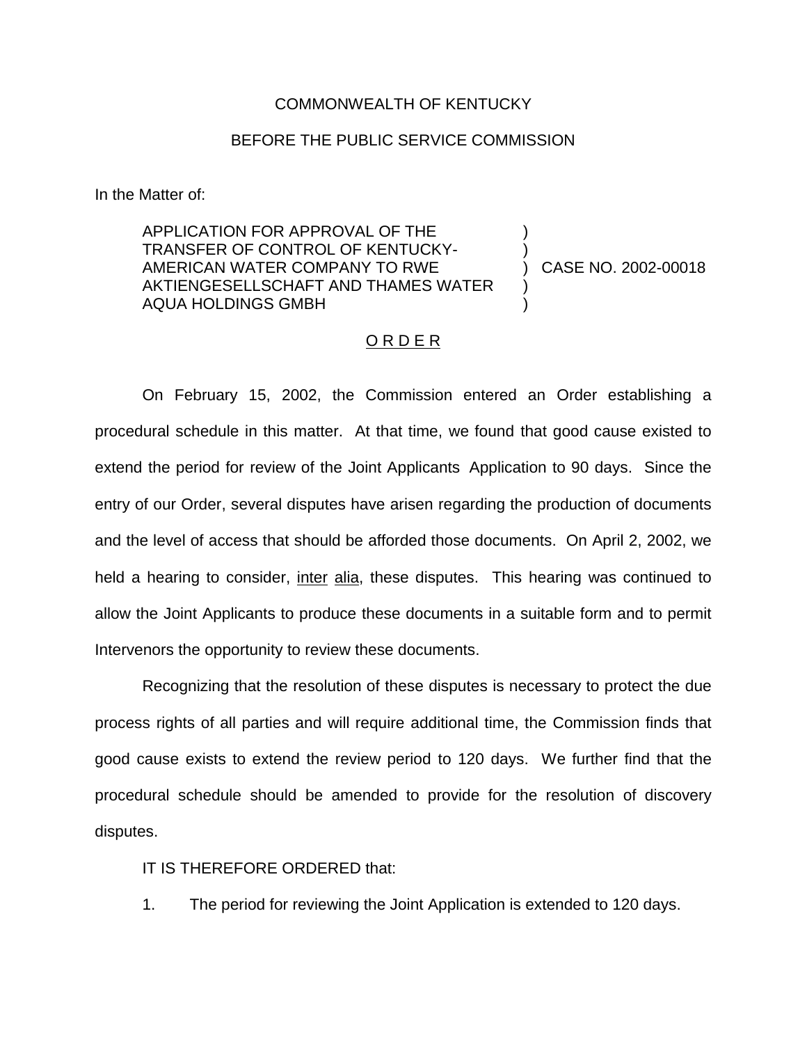COMMONWEALTH OF KENTUCKY

BEFORE THE PUBLIC SERVICE COMMISSION

In the Matter of:

| | | |
|---|---|---|
| APPLICATION FOR APPROVAL OF THE TRANSFER OF CONTROL OF KENTUCKY-AMERICAN WATER COMPANY TO RWE AKTIENGESELLSCHAFT AND THAMES WATER AQUA HOLDINGS GMBH | ) | CASE NO. 2002-00018 |

## O R D E R

On February 15, 2002, the Commission entered an Order establishing a procedural schedule in this matter. At that time, we found that good cause existed to extend the period for review of the Joint Applicants Application to 90 days. Since the entry of our Order, several disputes have arisen regarding the production of documents and the level of access that should be afforded those documents. On April 2, 2002, we held a hearing to consider, inter alia, these disputes. This hearing was continued to allow the Joint Applicants to produce these documents in a suitable form and to permit Intervenors the opportunity to review these documents.

Recognizing that the resolution of these disputes is necessary to protect the due process rights of all parties and will require additional time, the Commission finds that good cause exists to extend the review period to 120 days. We further find that the procedural schedule should be amended to provide for the resolution of discovery disputes.

IT IS THEREFORE ORDERED that:

1. The period for reviewing the Joint Application is extended to 120 days.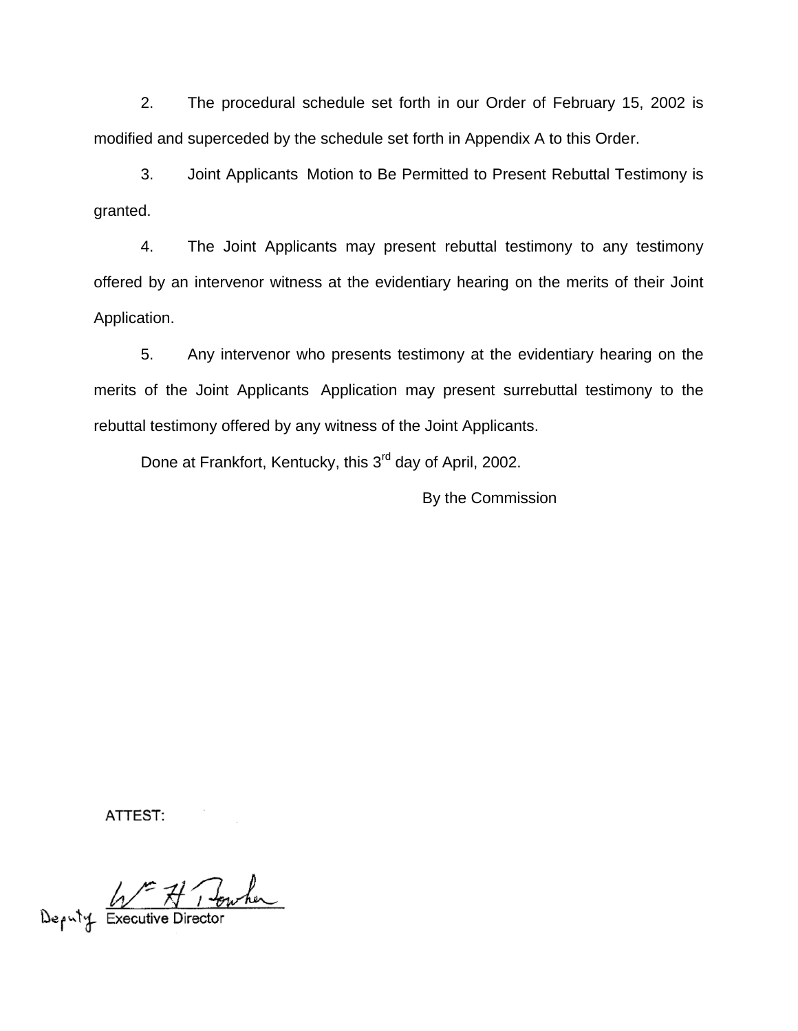2. The procedural schedule set forth in our Order of February 15, 2002 is modified and superceded by the schedule set forth in Appendix A to this Order.

3. Joint Applicants Motion to Be Permitted to Present Rebuttal Testimony is granted.

4. The Joint Applicants may present rebuttal testimony to any testimony offered by an intervenor witness at the evidentiary hearing on the merits of their Joint Application.

5. Any intervenor who presents testimony at the evidentiary hearing on the merits of the Joint Applicants Application may present surrebuttal testimony to the rebuttal testimony offered by any witness of the Joint Applicants.

Done at Frankfort, Kentucky, this 3rd day of April, 2002.

By the Commission

ATTEST:

Deputy Executive Director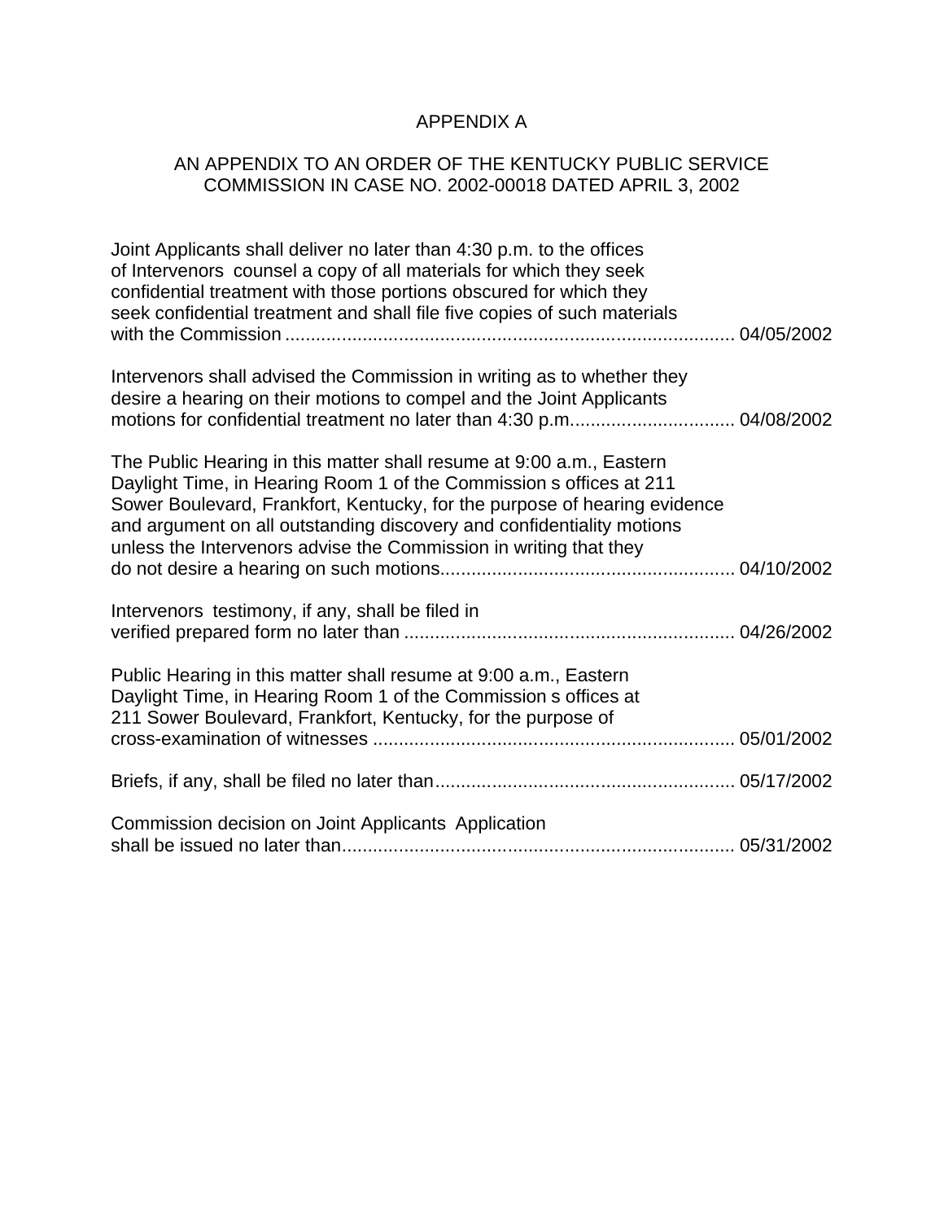# APPENDIX A

## AN APPENDIX TO AN ORDER OF THE KENTUCKY PUBLIC SERVICE COMMISSION IN CASE NO. 2002-00018 DATED APRIL 3, 2002

Joint Applicants shall deliver no later than 4:30 p.m. to the offices of Intervenors counsel a copy of all materials for which they seek confidential treatment with those portions obscured for which they seek confidential treatment and shall file five copies of such materials with the Commission ........................................................................................ 04/05/2002

Intervenors shall advised the Commission in writing as to whether they desire a hearing on their motions to compel and the Joint Applicants motions for confidential treatment no later than 4:30 p.m................................ 04/08/2002

The Public Hearing in this matter shall resume at 9:00 a.m., Eastern Daylight Time, in Hearing Room 1 of the Commission s offices at 211 Sower Boulevard, Frankfort, Kentucky, for the purpose of hearing evidence and argument on all outstanding discovery and confidentiality motions unless the Intervenors advise the Commission in writing that they do not desire a hearing on such motions......................................................... 04/10/2002

Intervenors testimony, if any, shall be filed in verified prepared form no later than ................................................................ 04/26/2002

Public Hearing in this matter shall resume at 9:00 a.m., Eastern Daylight Time, in Hearing Room 1 of the Commission s offices at 211 Sower Boulevard, Frankfort, Kentucky, for the purpose of cross-examination of witnesses ...................................................................... 05/01/2002

Briefs, if any, shall be filed no later than.......................................................... 05/17/2002

Commission decision on Joint Applicants Application shall be issued no later than............................................................................ 05/31/2002